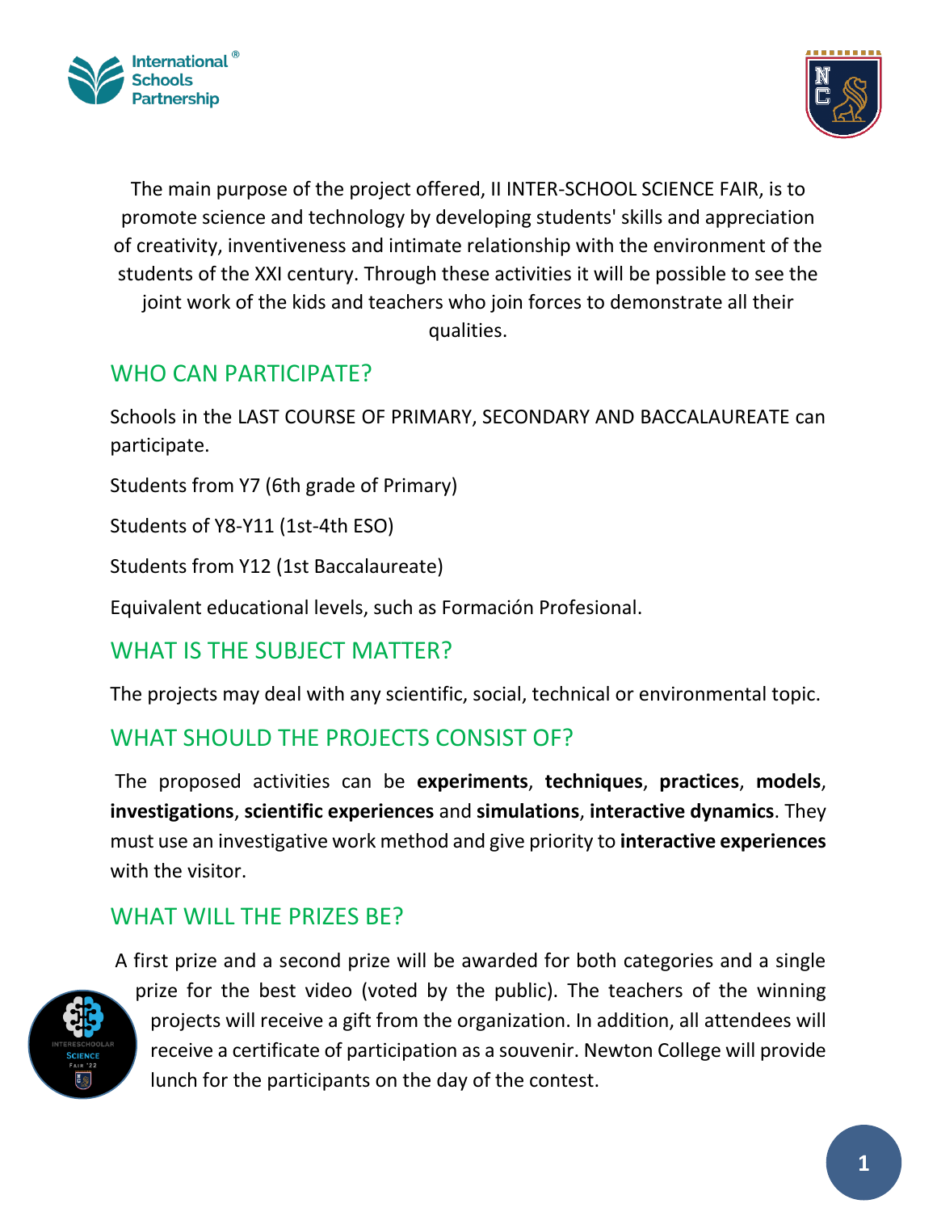The main purpose of the project offered, II INTER-SCHOOL SCIENCE FAIR, is to promote science and technology by developing students' skills and appreciation of creativity, inventiveness and intimate relationship with the environment of the students of the XXI century. Through these activities it will be possible to see the joint work of the kids and teachers who join forces to demonstrate all their qualities.

## WHO CAN PARTICIPATE?

Schools in the LAST COURSE OF PRIMARY, SECONDARY AND BACCALAUREATE can participate.

Students from Y7 (6th grade of Primary)

Students of Y8-Y11 (1st-4th ESO)

Students from Y12 (1st Baccalaureate)

Equivalent educational levels, such as Formación Profesional.

## WHAT IS THE SUBJECT MATTER?

The projects may deal with any scientific, social, technical or environmental topic.

## WHAT SHOULD THE PROJECTS CONSIST OF?

The proposed activities can be **experiments**, **techniques**, **practices**, **models**, **investigations**, **scientific experiences** and **simulations**, **interactive dynamics**. They must use an investigative work method and give priority to **interactive experiences** with the visitor.

## WHAT WILL THE PRIZES BE?

A first prize and a second prize will be awarded for both categories and a single prize for the best video (voted by the public). The teachers of the winning projects will receive a gift from the organization. In addition, all attendees will receive a certificate of participation as a souvenir. Newton College will provide lunch for the participants on the day of the contest.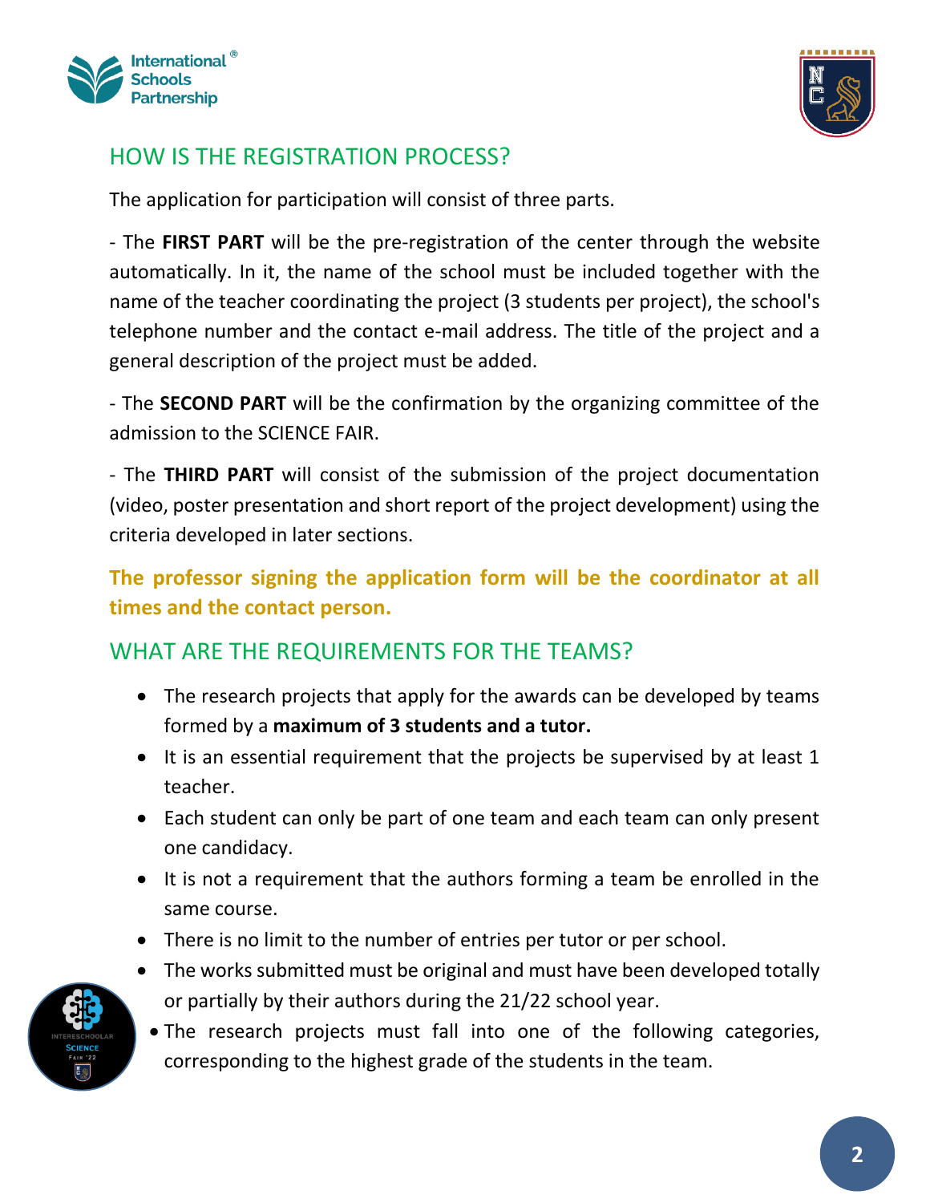## HOW IS THE REGISTRATION PROCESS?

The application for participation will consist of three parts.

- The **FIRST PART** will be the pre-registration of the center through the website automatically. In it, the name of the school must be included together with the name of the teacher coordinating the project (3 students per project), the school's telephone number and the contact e-mail address. The title of the project and a general description of the project must be added.

- The **SECOND PART** will be the confirmation by the organizing committee of the admission to the SCIENCE FAIR.

- The **THIRD PART** will consist of the submission of the project documentation (video, poster presentation and short report of the project development) using the criteria developed in later sections.

**The professor signing the application form will be the coordinator at all times and the contact person.**

## WHAT ARE THE REQUIREMENTS FOR THE TEAMS?

- The research projects that apply for the awards can be developed by teams formed by a **maximum of 3 students and a tutor.**
- It is an essential requirement that the projects be supervised by at least 1 teacher.
- Each student can only be part of one team and each team can only present one candidacy.
- It is not a requirement that the authors forming a team be enrolled in the same course.
- There is no limit to the number of entries per tutor or per school.
- The works submitted must be original and must have been developed totally or partially by their authors during the 21/22 school year.
- The research projects must fall into one of the following categories, corresponding to the highest grade of the students in the team.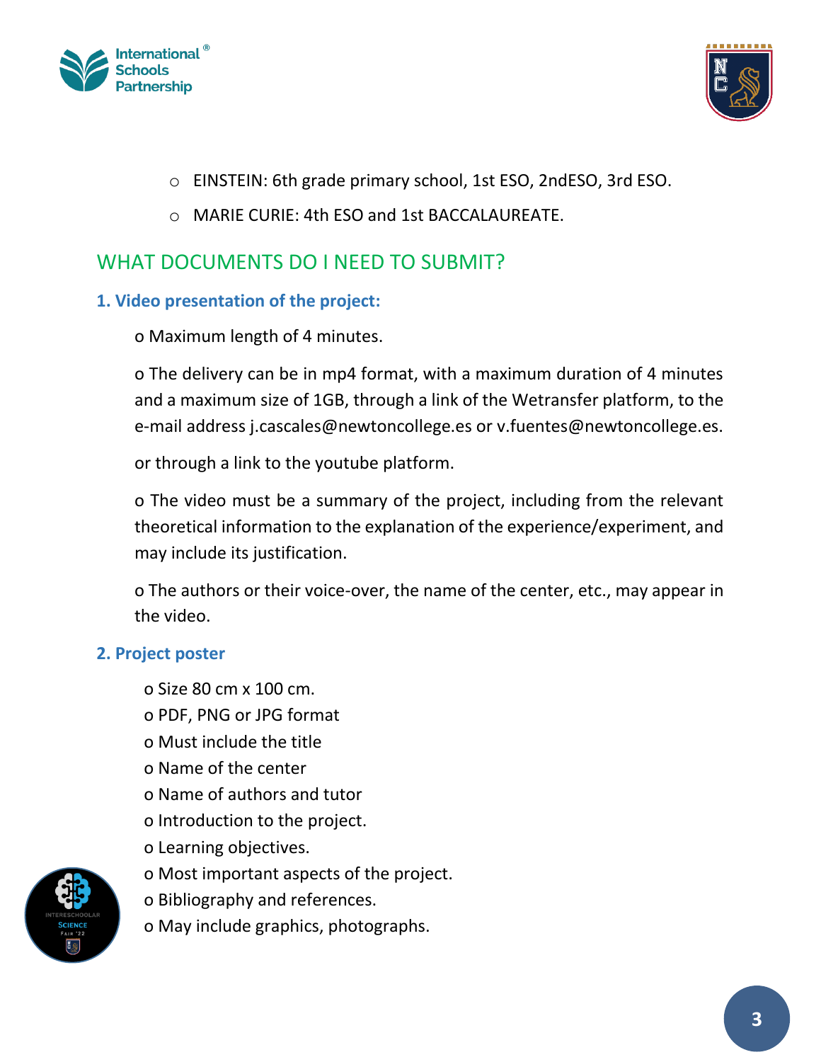- EINSTEIN: 6th grade primary school, 1st ESO, 2ndESO, 3rd ESO.
- MARIE CURIE: 4th ESO and 1st BACCALAUREATE.

## WHAT DOCUMENTS DO I NEED TO SUBMIT?

### 1. Video presentation of the project:

o Maximum length of 4 minutes.

o The delivery can be in mp4 format, with a maximum duration of 4 minutes and a maximum size of 1GB, through a link of the Wetransfer platform, to the e-mail address j.cascales@newtoncollege.es or v.fuentes@newtoncollege.es.

or through a link to the youtube platform.

o The video must be a summary of the project, including from the relevant theoretical information to the explanation of the experience/experiment, and may include its justification.

o The authors or their voice-over, the name of the center, etc., may appear in the video.

### 2. Project poster

o Size 80 cm x 100 cm.
o PDF, PNG or JPG format
o Must include the title
o Name of the center
o Name of authors and tutor
o Introduction to the project.
o Learning objectives.
o Most important aspects of the project.
o Bibliography and references.
o May include graphics, photographs.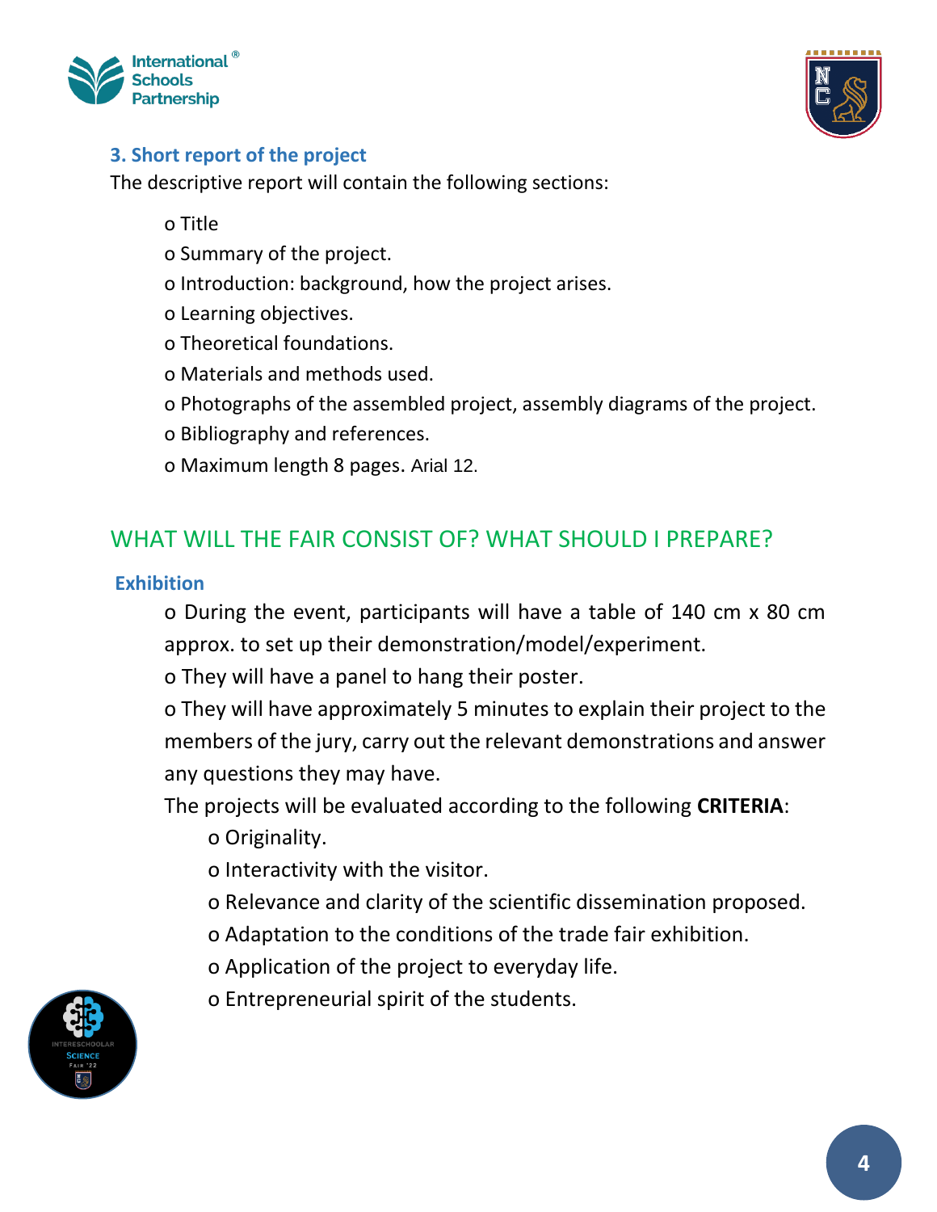### 3. Short report of the project

The descriptive report will contain the following sections:

- Title
- Summary of the project.
- Introduction: background, how the project arises.
- Learning objectives.
- Theoretical foundations.
- Materials and methods used.
- Photographs of the assembled project, assembly diagrams of the project.
- Bibliography and references.
- Maximum length 8 pages. Arial 12.

## WHAT WILL THE FAIR CONSIST OF? WHAT SHOULD I PREPARE?

### Exhibition

- During the event, participants will have a table of 140 cm x 80 cm approx. to set up their demonstration/model/experiment.
- They will have a panel to hang their poster.
- They will have approximately 5 minutes to explain their project to the members of the jury, carry out the relevant demonstrations and answer any questions they may have.

The projects will be evaluated according to the following **CRITERIA**:

- Originality.
- Interactivity with the visitor.
- Relevance and clarity of the scientific dissemination proposed.
- Adaptation to the conditions of the trade fair exhibition.
- Application of the project to everyday life.
- Entrepreneurial spirit of the students.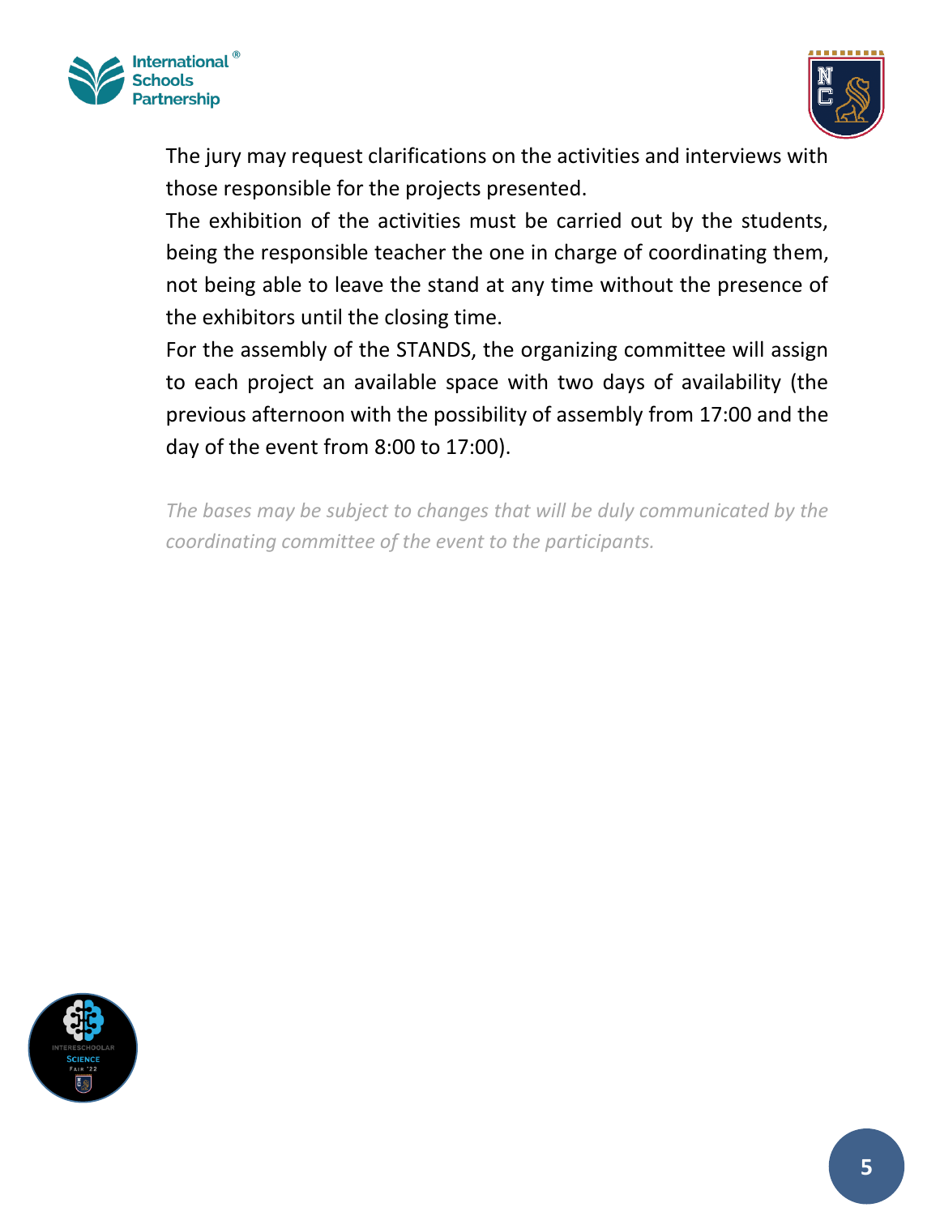The jury may request clarifications on the activities and interviews with those responsible for the projects presented.

The exhibition of the activities must be carried out by the students, being the responsible teacher the one in charge of coordinating them, not being able to leave the stand at any time without the presence of the exhibitors until the closing time.

For the assembly of the STANDS, the organizing committee will assign to each project an available space with two days of availability (the previous afternoon with the possibility of assembly from 17:00 and the day of the event from 8:00 to 17:00).

*The bases may be subject to changes that will be duly communicated by the coordinating committee of the event to the participants.*